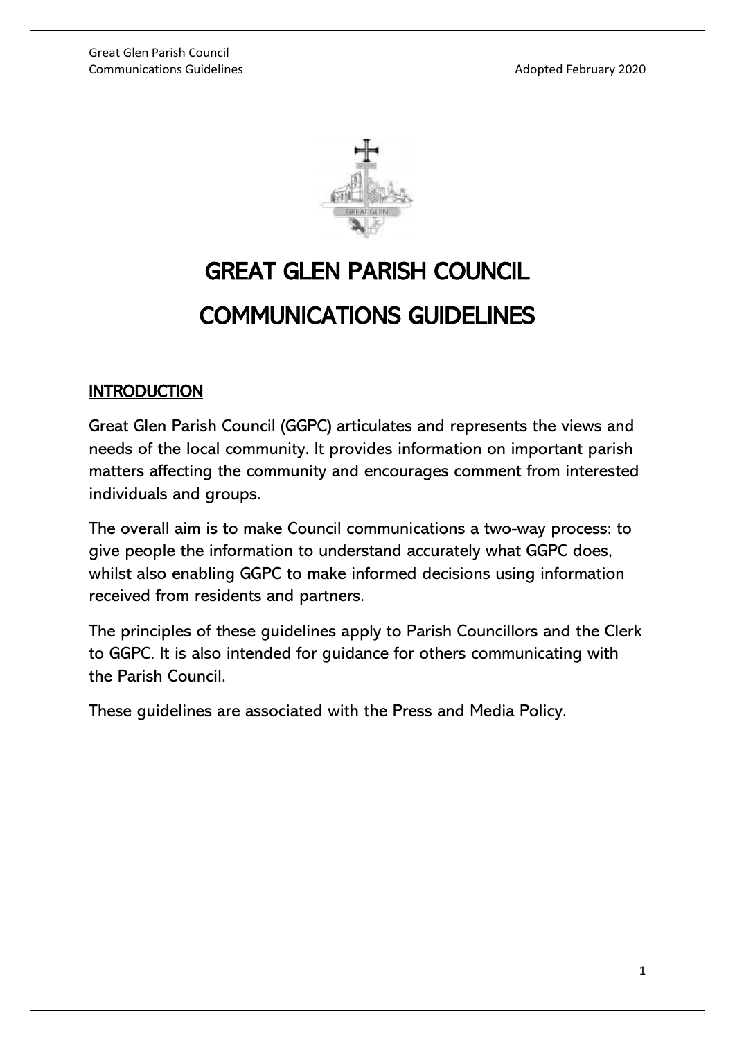# GREAT GLEN PARISH COUNCIL

# COMMUNICATIONS GUIDELINES

## INTRODUCTION

Great Glen Parish Council (GGPC) articulates and represents the views and needs of the local community. It provides information on important parish matters affecting the community and encourages comment from interested individuals and groups.

The overall aim is to make Council communications a two-way process: to give people the information to understand accurately what GGPC does, whilst also enabling GGPC to make informed decisions using information received from residents and partners.

The principles of these guidelines apply to Parish Councillors and the Clerk to GGPC. It is also intended for guidance for others communicating with the Parish Council.

These guidelines are associated with the Press and Media Policy.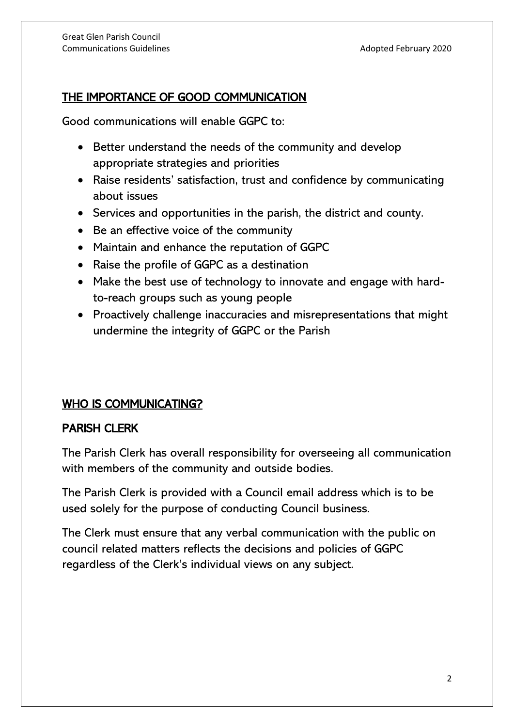## THE IMPORTANCE OF GOOD COMMUNICATION

Good communications will enable GGPC to:

- Better understand the needs of the community and develop appropriate strategies and priorities
- Raise residents' satisfaction, trust and confidence by communicating about issues
- Services and opportunities in the parish, the district and county.
- Be an effective voice of the community
- Maintain and enhance the reputation of GGPC
- Raise the profile of GGPC as a destination
- Make the best use of technology to innovate and engage with hard-to-reach groups such as young people
- Proactively challenge inaccuracies and misrepresentations that might undermine the integrity of GGPC or the Parish

## WHO IS COMMUNICATING?

### PARISH CLERK

The Parish Clerk has overall responsibility for overseeing all communication with members of the community and outside bodies.

The Parish Clerk is provided with a Council email address which is to be used solely for the purpose of conducting Council business.

The Clerk must ensure that any verbal communication with the public on council related matters reflects the decisions and policies of GGPC regardless of the Clerk's individual views on any subject.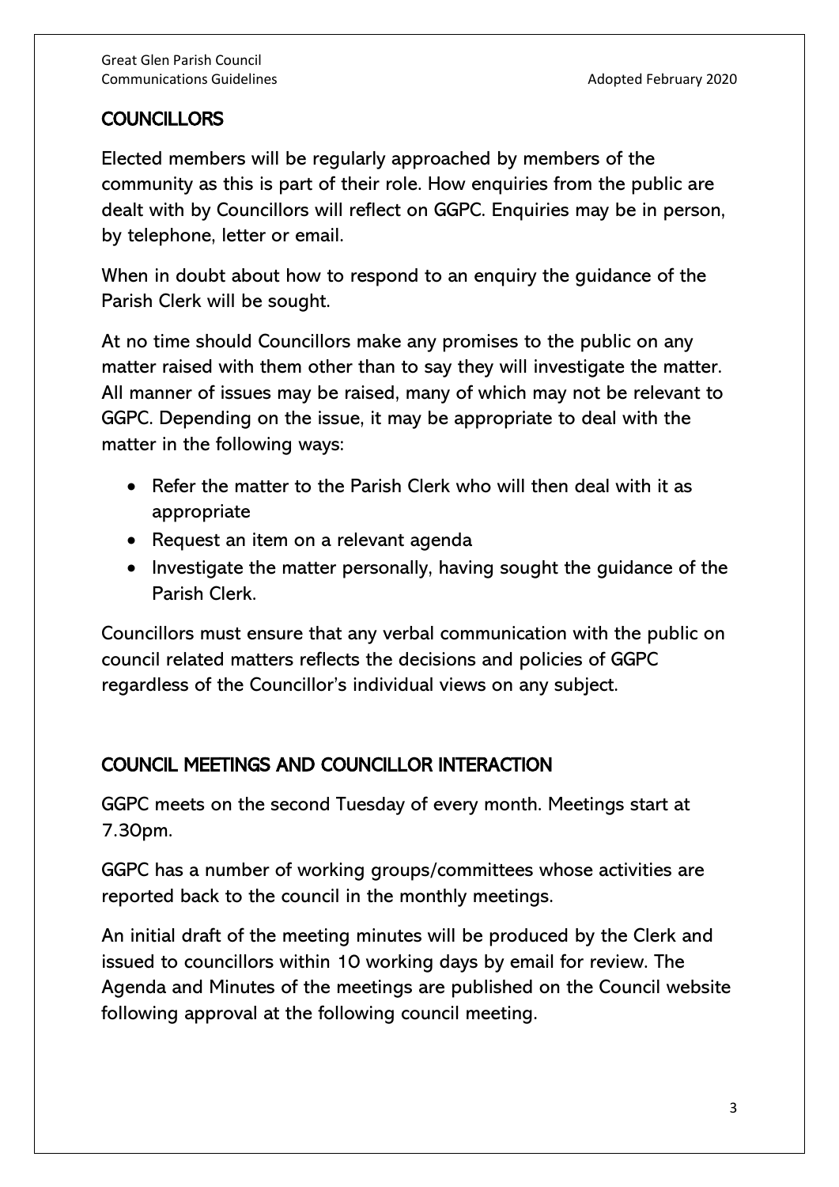## COUNCILLORS

Elected members will be regularly approached by members of the community as this is part of their role. How enquiries from the public are dealt with by Councillors will reflect on GGPC. Enquiries may be in person, by telephone, letter or email.

When in doubt about how to respond to an enquiry the guidance of the Parish Clerk will be sought.

At no time should Councillors make any promises to the public on any matter raised with them other than to say they will investigate the matter. All manner of issues may be raised, many of which may not be relevant to GGPC. Depending on the issue, it may be appropriate to deal with the matter in the following ways:

- Refer the matter to the Parish Clerk who will then deal with it as appropriate
- Request an item on a relevant agenda
- Investigate the matter personally, having sought the guidance of the Parish Clerk.

Councillors must ensure that any verbal communication with the public on council related matters reflects the decisions and policies of GGPC regardless of the Councillor's individual views on any subject.

## COUNCIL MEETINGS AND COUNCILLOR INTERACTION

GGPC meets on the second Tuesday of every month. Meetings start at 7.30pm.

GGPC has a number of working groups/committees whose activities are reported back to the council in the monthly meetings.

An initial draft of the meeting minutes will be produced by the Clerk and issued to councillors within 10 working days by email for review. The Agenda and Minutes of the meetings are published on the Council website following approval at the following council meeting.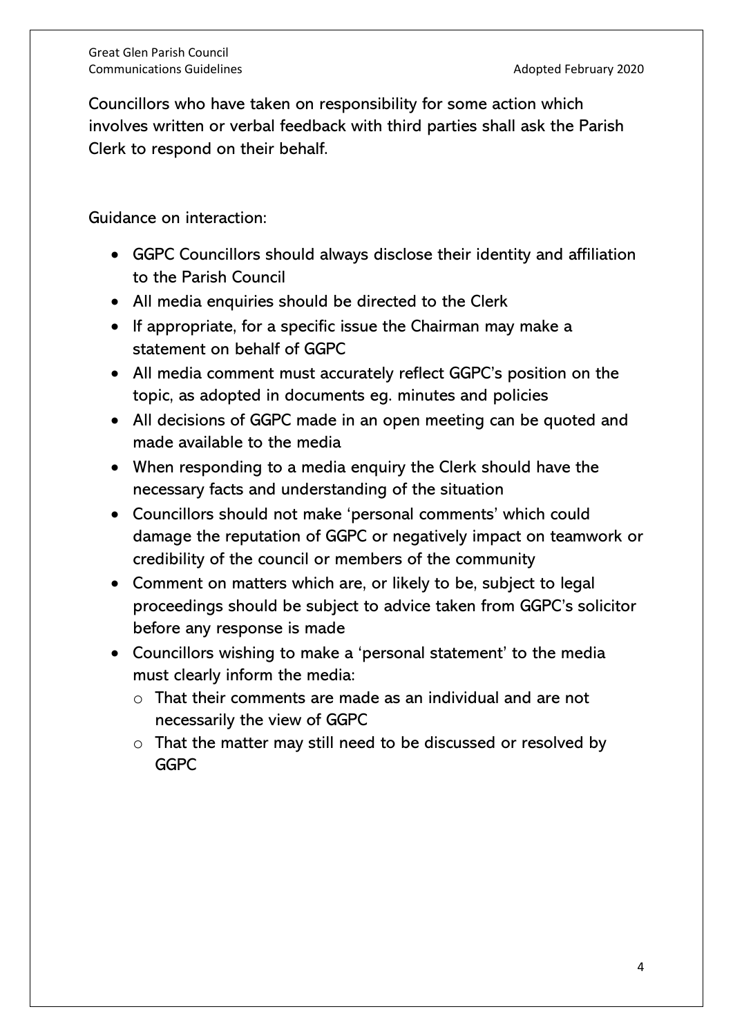Councillors who have taken on responsibility for some action which involves written or verbal feedback with third parties shall ask the Parish Clerk to respond on their behalf.

Guidance on interaction:

- GGPC Councillors should always disclose their identity and affiliation to the Parish Council
- All media enquiries should be directed to the Clerk
- If appropriate, for a specific issue the Chairman may make a statement on behalf of GGPC
- All media comment must accurately reflect GGPC's position on the topic, as adopted in documents eg. minutes and policies
- All decisions of GGPC made in an open meeting can be quoted and made available to the media
- When responding to a media enquiry the Clerk should have the necessary facts and understanding of the situation
- Councillors should not make 'personal comments' which could damage the reputation of GGPC or negatively impact on teamwork or credibility of the council or members of the community
- Comment on matters which are, or likely to be, subject to legal proceedings should be subject to advice taken from GGPC's solicitor before any response is made
- Councillors wishing to make a 'personal statement' to the media must clearly inform the media:
  - That their comments are made as an individual and are not necessarily the view of GGPC
  - That the matter may still need to be discussed or resolved by GGPC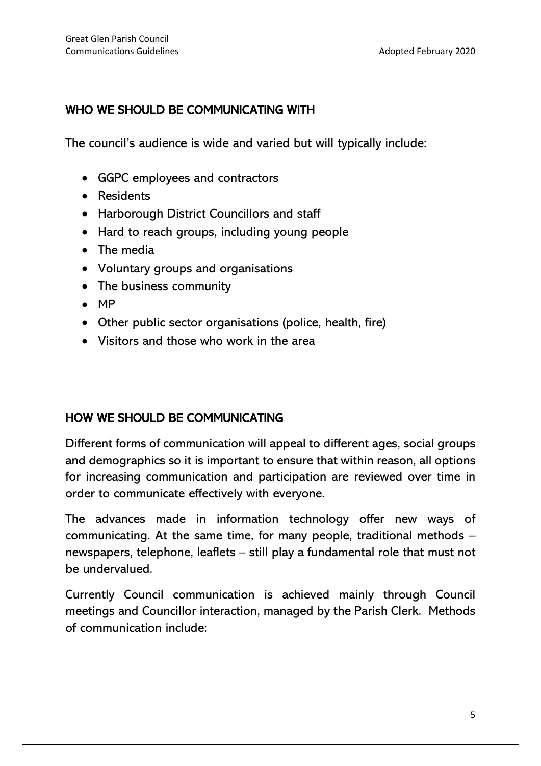## WHO WE SHOULD BE COMMUNICATING WITH

The council's audience is wide and varied but will typically include:

- GGPC employees and contractors
- Residents
- Harborough District Councillors and staff
- Hard to reach groups, including young people
- The media
- Voluntary groups and organisations
- The business community
- MP
- Other public sector organisations (police, health, fire)
- Visitors and those who work in the area

## HOW WE SHOULD BE COMMUNICATING

Different forms of communication will appeal to different ages, social groups and demographics so it is important to ensure that within reason, all options for increasing communication and participation are reviewed over time in order to communicate effectively with everyone.

The advances made in information technology offer new ways of communicating. At the same time, for many people, traditional methods – newspapers, telephone, leaflets – still play a fundamental role that must not be undervalued.

Currently Council communication is achieved mainly through Council meetings and Councillor interaction, managed by the Parish Clerk. Methods of communication include: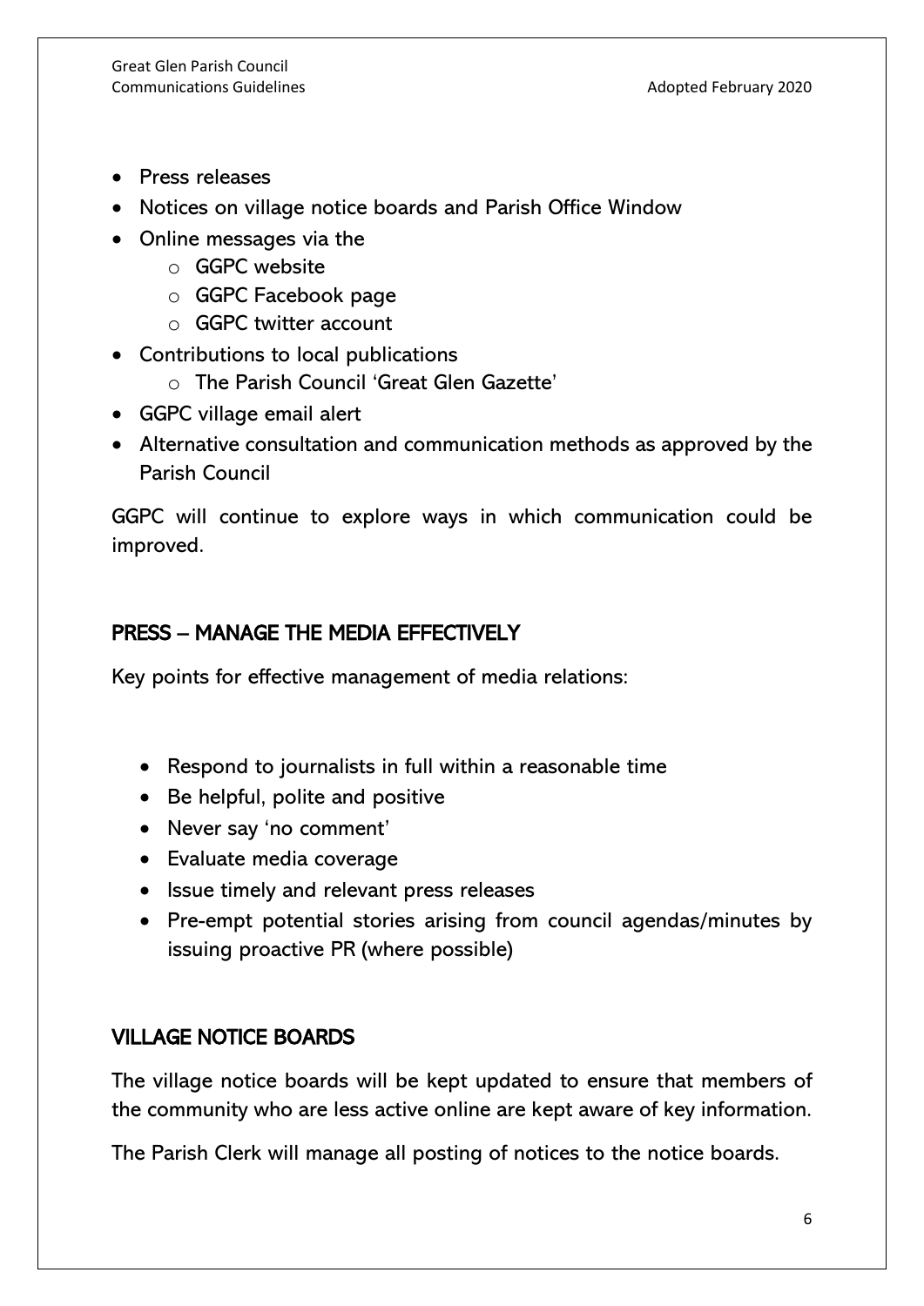- Press releases
- Notices on village notice boards and Parish Office Window
- Online messages via the
  - GGPC website
  - GGPC Facebook page
  - GGPC twitter account
- Contributions to local publications
  - The Parish Council 'Great Glen Gazette'
- GGPC village email alert
- Alternative consultation and communication methods as approved by the Parish Council

GGPC will continue to explore ways in which communication could be improved.

## PRESS – MANAGE THE MEDIA EFFECTIVELY

Key points for effective management of media relations:

- Respond to journalists in full within a reasonable time
- Be helpful, polite and positive
- Never say 'no comment'
- Evaluate media coverage
- Issue timely and relevant press releases
- Pre-empt potential stories arising from council agendas/minutes by issuing proactive PR (where possible)

## VILLAGE NOTICE BOARDS

The village notice boards will be kept updated to ensure that members of the community who are less active online are kept aware of key information.

The Parish Clerk will manage all posting of notices to the notice boards.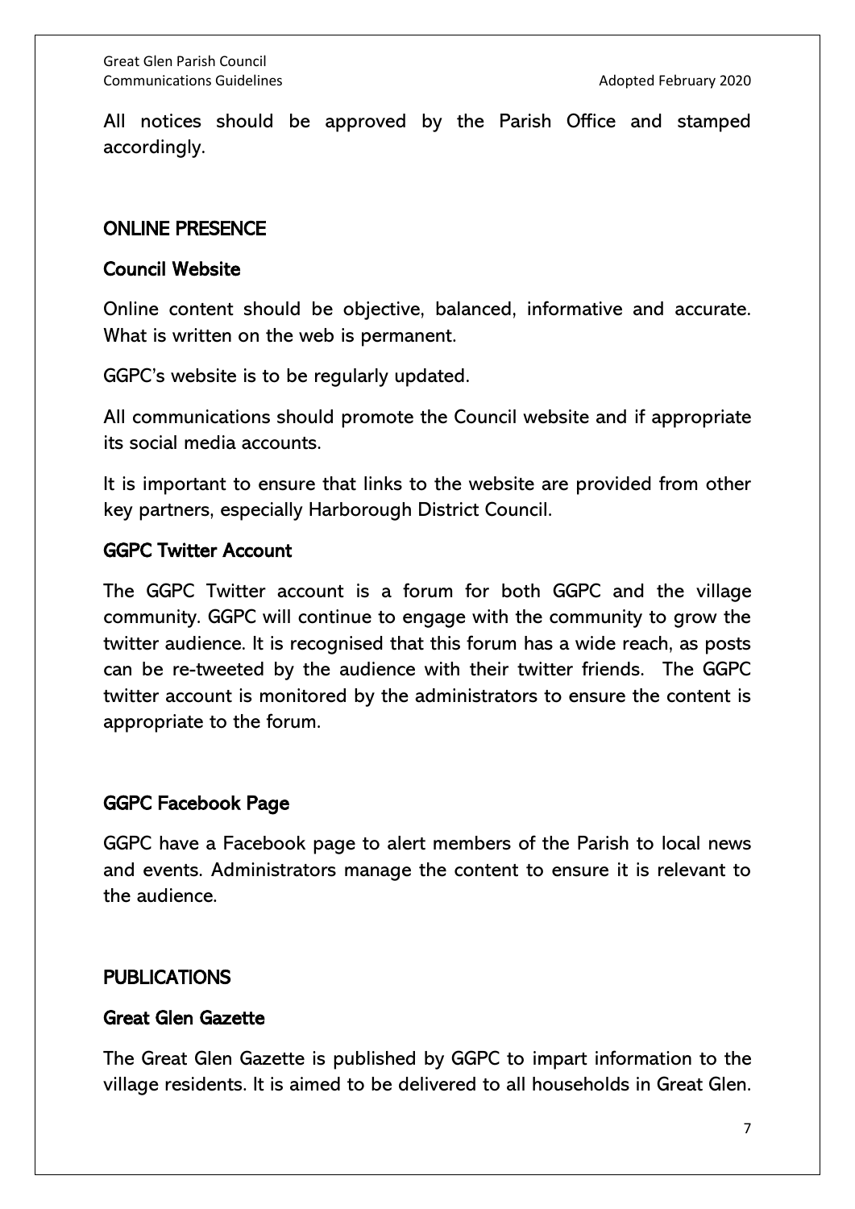All notices should be approved by the Parish Office and stamped accordingly.

## ONLINE PRESENCE

### Council Website

Online content should be objective, balanced, informative and accurate. What is written on the web is permanent.

GGPC's website is to be regularly updated.

All communications should promote the Council website and if appropriate its social media accounts.

It is important to ensure that links to the website are provided from other key partners, especially Harborough District Council.

### GGPC Twitter Account

The GGPC Twitter account is a forum for both GGPC and the village community. GGPC will continue to engage with the community to grow the twitter audience. It is recognised that this forum has a wide reach, as posts can be re-tweeted by the audience with their twitter friends. The GGPC twitter account is monitored by the administrators to ensure the content is appropriate to the forum.

### GGPC Facebook Page

GGPC have a Facebook page to alert members of the Parish to local news and events. Administrators manage the content to ensure it is relevant to the audience.

## PUBLICATIONS

### Great Glen Gazette

The Great Glen Gazette is published by GGPC to impart information to the village residents. It is aimed to be delivered to all households in Great Glen.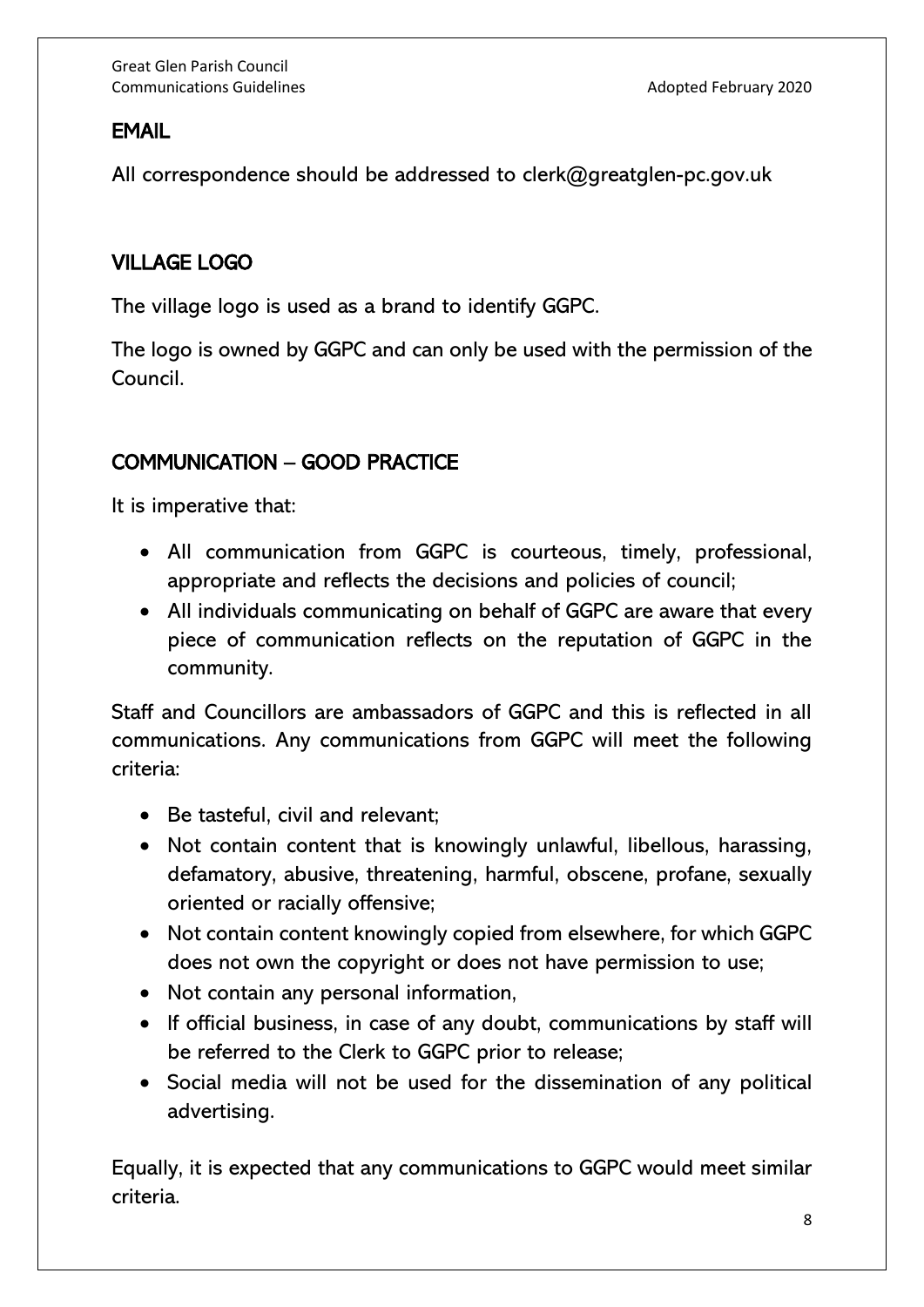## EMAIL

All correspondence should be addressed to clerk@greatglen-pc.gov.uk

## VILLAGE LOGO

The village logo is used as a brand to identify GGPC.

The logo is owned by GGPC and can only be used with the permission of the Council.

## COMMUNICATION – GOOD PRACTICE

It is imperative that:

- All communication from GGPC is courteous, timely, professional, appropriate and reflects the decisions and policies of council;
- All individuals communicating on behalf of GGPC are aware that every piece of communication reflects on the reputation of GGPC in the community.

Staff and Councillors are ambassadors of GGPC and this is reflected in all communications. Any communications from GGPC will meet the following criteria:

- Be tasteful, civil and relevant;
- Not contain content that is knowingly unlawful, libellous, harassing, defamatory, abusive, threatening, harmful, obscene, profane, sexually oriented or racially offensive;
- Not contain content knowingly copied from elsewhere, for which GGPC does not own the copyright or does not have permission to use;
- Not contain any personal information,
- If official business, in case of any doubt, communications by staff will be referred to the Clerk to GGPC prior to release;
- Social media will not be used for the dissemination of any political advertising.

Equally, it is expected that any communications to GGPC would meet similar criteria.